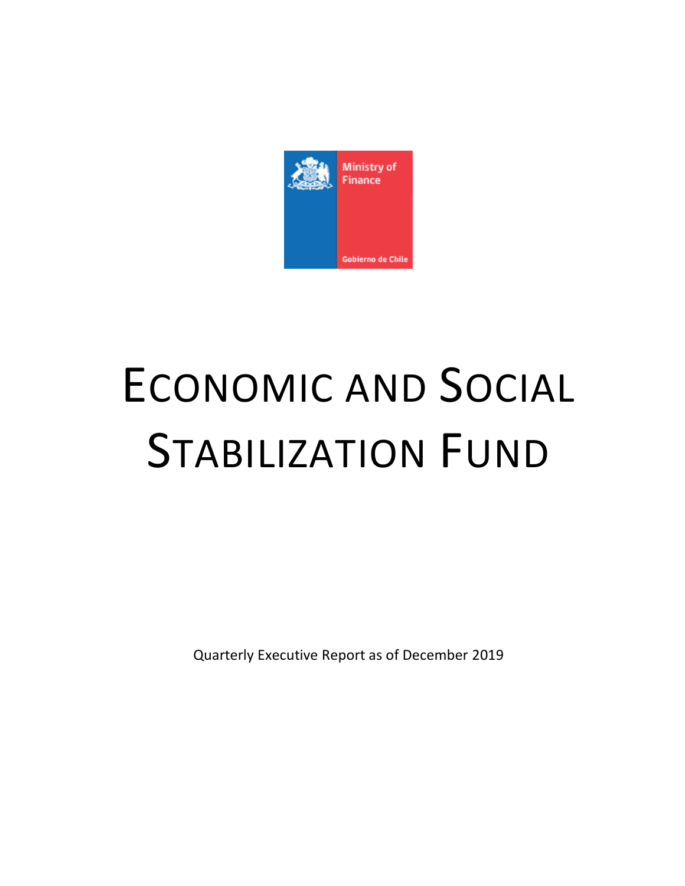Ministry of Finance

Gobierno de Chile

# ECONOMIC AND SOCIAL STABILIZATION FUND

Quarterly Executive Report as of December 2019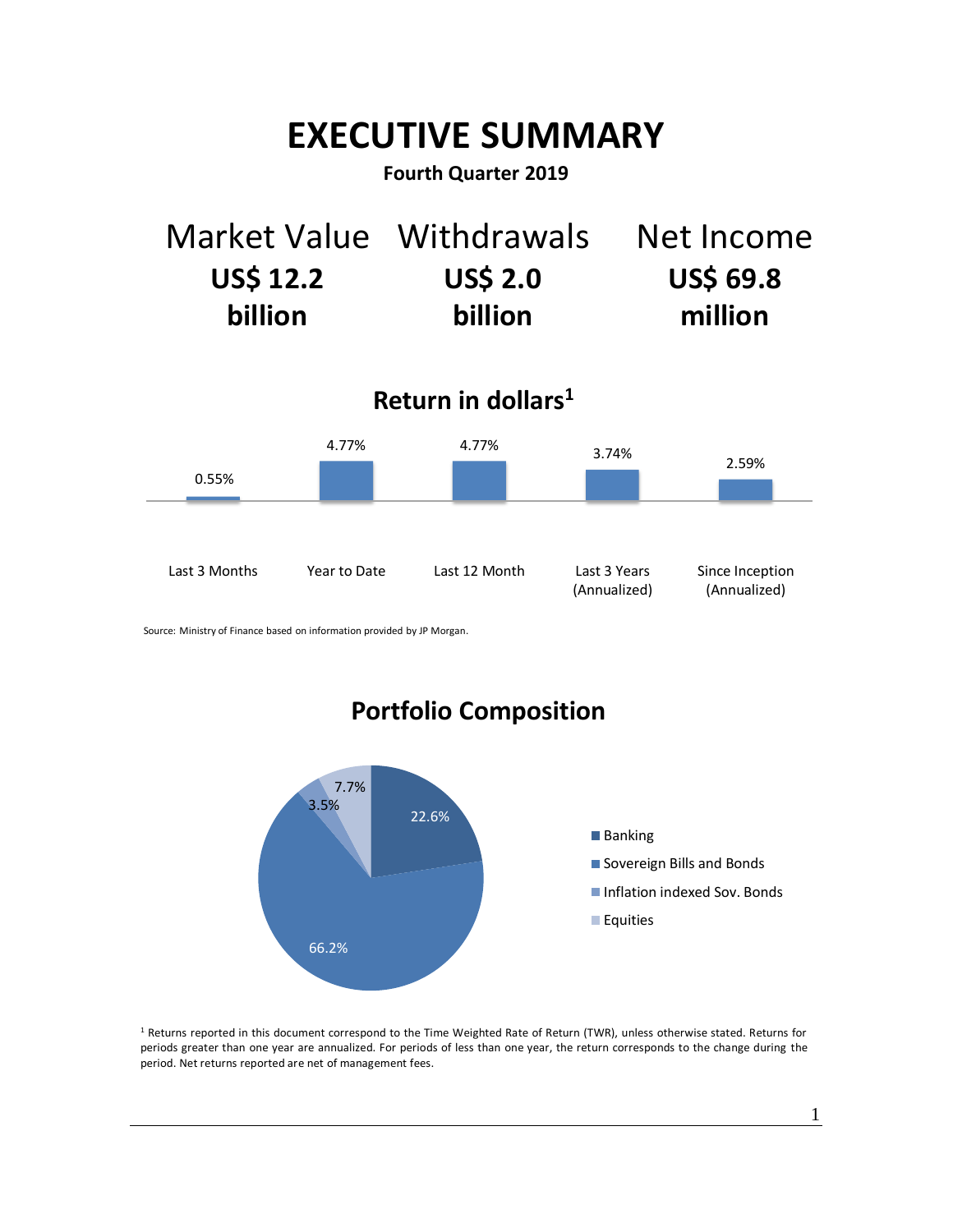# EXECUTIVE SUMMARY

**Fourth Quarter 2019**

| Market Value | Withdrawals | Net Income |
|---|---|---|
| **US$ 12.2 billion** | **US$ 2.0 billion** | **US$ 69.8 million** |

## Return in dollars[1]

| Last 3 Months | Year to Date | Last 12 Month | Last 3 Years (Annualized) | Since Inception (Annualized) |
|---|---|---|---|---|
| 0.55% | 4.77% | 4.77% | 3.74% | 2.59% |

Source: Ministry of Finance based on information provided by JP Morgan.

## Portfolio Composition

| Asset | Share |
|---|---|
| Banking | 22.6% |
| Sovereign Bills and Bonds | 66.2% |
| Inflation indexed Sov. Bonds | 3.5% |
| Equities | 7.7% |

[1] Returns reported in this document correspond to the Time Weighted Rate of Return (TWR), unless otherwise stated. Returns for periods greater than one year are annualized. For periods of less than one year, the return corresponds to the change during the period. Net returns reported are net of management fees.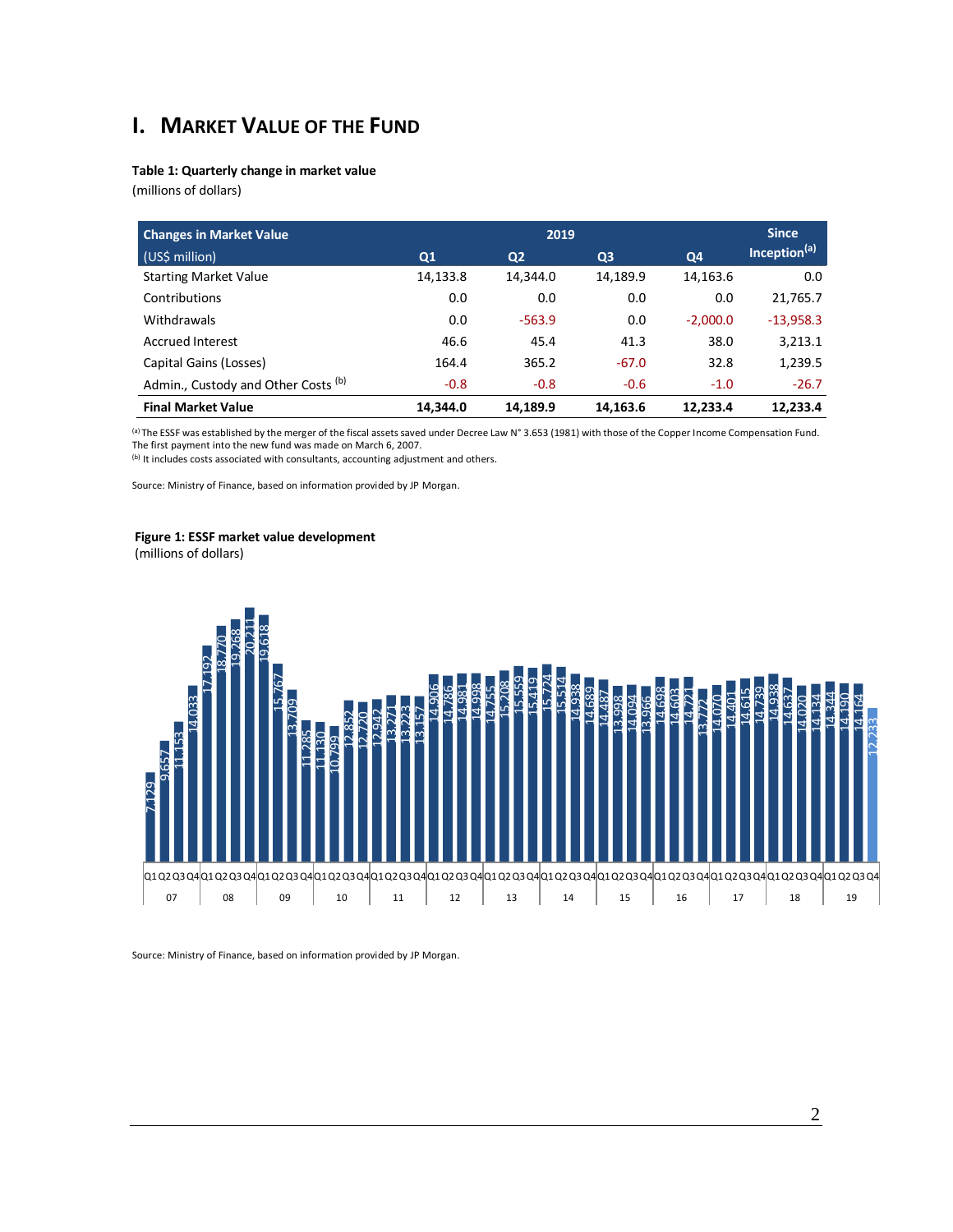# I. Market Value of the Fund

**Table 1: Quarterly change in market value**
(millions of dollars)

| Changes in Market Value (US$ million) | 2019 Q1 | Q2 | Q3 | Q4 | Since Inception[(a)] |
|---|---|---|---|---|---|
| Starting Market Value | 14,133.8 | 14,344.0 | 14,189.9 | 14,163.6 | 0.0 |
| Contributions | 0.0 | 0.0 | 0.0 | 0.0 | 21,765.7 |
| Withdrawals | 0.0 | -563.9 | 0.0 | -2,000.0 | -13,958.3 |
| Accrued Interest | 46.6 | 45.4 | 41.3 | 38.0 | 3,213.1 |
| Capital Gains (Losses) | 164.4 | 365.2 | -67.0 | 32.8 | 1,239.5 |
| Admin., Custody and Other Costs [(b)] | -0.8 | -0.8 | -0.6 | -1.0 | -26.7 |
| **Final Market Value** | **14,344.0** | **14,189.9** | **14,163.6** | **12,233.4** | **12,233.4** |

[(a)] The ESSF was established by the merger of the fiscal assets saved under Decree Law N° 3.653 (1981) with those of the Copper Income Compensation Fund. The first payment into the new fund was made on March 6, 2007.
[(b)] It includes costs associated with consultants, accounting adjustment and others.

Source: Ministry of Finance, based on information provided by JP Morgan.

**Figure 1: ESSF market value development**
(millions of dollars)

| Year | Q1 | Q2 | Q3 | Q4 |
|---|---|---|---|---|
| 07 | 7,129 | 9,657 | 11,153 | 14,033 |
| 08 | 17,192 | 18,770 | 19,268 | 20,211 |
| 09 | 19,618 | 15,767 | 13,709 | 11,285 |
| 10 | 11,130 | 10,799 | 12,852 | 12,720 |
| 11 | 12,942 | 13,271 | 13,223 | 13,157 |
| 12 | 14,906 | 14,786 | 14,981 | 14,998 |
| 13 | 14,755 | 15,208 | 15,559 | 15,419 |
| 14 | 15,724 | 15,514 | 14,938 | 14,689 |
| 15 | 14,487 | 13,998 | 14,094 | 13,966 |
| 16 | 14,698 | 14,603 | 14,721 | 13,772 |
| 17 | 14,070 | 14,401 | 14,615 | 14,739 |
| 18 | 14,938 | 14,637 | 14,020 | 14,134 |
| 19 | 14,344 | 14,190 | 14,164 | 12,233 |

Source: Ministry of Finance, based on information provided by JP Morgan.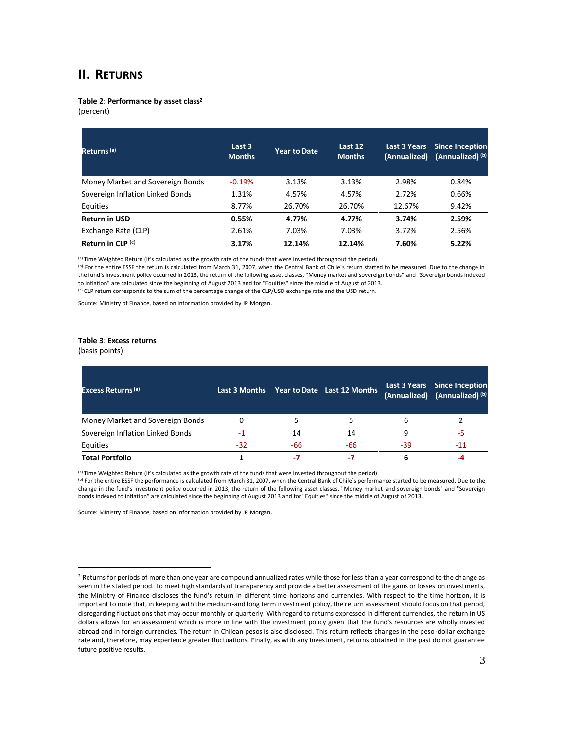## II. Returns

**Table 2**: **Performance by asset class**[2]
(percent)

| Returns [(a)] | Last 3 Months | Year to Date | Last 12 Months | Last 3 Years (Annualized) | Since Inception (Annualized) [(b)] |
|---|---|---|---|---|---|
| Money Market and Sovereign Bonds | -0.19% | 3.13% | 3.13% | 2.98% | 0.84% |
| Sovereign Inflation Linked Bonds | 1.31% | 4.57% | 4.57% | 2.72% | 0.66% |
| Equities | 8.77% | 26.70% | 26.70% | 12.67% | 9.42% |
| **Return in USD** | **0.55%** | **4.77%** | **4.77%** | **3.74%** | **2.59%** |
| Exchange Rate (CLP) | 2.61% | 7.03% | 7.03% | 3.72% | 2.56% |
| **Return in CLP** [(c)] | **3.17%** | **12.14%** | **12.14%** | **7.60%** | **5.22%** |

[(a)] Time Weighted Return (it's calculated as the growth rate of the funds that were invested throughout the period).
[(b)] For the entire ESSF the return is calculated from March 31, 2007, when the Central Bank of Chile´s return started to be measured. Due to the change in the fund's investment policy occurred in 2013, the return of the following asset classes, "Money market and sovereign bonds" and "Sovereign bonds indexed to inflation" are calculated since the beginning of August 2013 and for "Equities" since the middle of August of 2013.
[(c)] CLP return corresponds to the sum of the percentage change of the CLP/USD exchange rate and the USD return.

Source: Ministry of Finance, based on information provided by JP Morgan.

**Table 3**: **Excess returns**
(basis points)

| Excess Returns [(a)] | Last 3 Months | Year to Date | Last 12 Months | Last 3 Years (Annualized) | Since Inception (Annualized) [(b)] |
|---|---|---|---|---|---|
| Money Market and Sovereign Bonds | 0 | 5 | 5 | 6 | 2 |
| Sovereign Inflation Linked Bonds | -1 | 14 | 14 | 9 | -5 |
| Equities | -32 | -66 | -66 | -39 | -11 |
| **Total Portfolio** | **1** | **-7** | **-7** | **6** | **-4** |

[(a)] Time Weighted Return (it's calculated as the growth rate of the funds that were invested throughout the period).
[(b)] For the entire ESSF the performance is calculated from March 31, 2007, when the Central Bank of Chile´s performance started to be measured. Due to the change in the fund's investment policy occurred in 2013, the return of the following asset classes, "Money market and sovereign bonds" and "Sovereign bonds indexed to inflation" are calculated since the beginning of August 2013 and for "Equities" since the middle of August of 2013.

Source: Ministry of Finance, based on information provided by JP Morgan.

[2] Returns for periods of more than one year are compound annualized rates while those for less than a year correspond to the change as seen in the stated period. To meet high standards of transparency and provide a better assessment of the gains or losses on investments, the Ministry of Finance discloses the fund's return in different time horizons and currencies. With respect to the time horizon, it is important to note that, in keeping with the medium-and long term investment policy, the return assessment should focus on that period, disregarding fluctuations that may occur monthly or quarterly. With regard to returns expressed in different currencies, the return in US dollars allows for an assessment which is more in line with the investment policy given that the fund's resources are wholly invested abroad and in foreign currencies. The return in Chilean pesos is also disclosed. This return reflects changes in the peso-dollar exchange rate and, therefore, may experience greater fluctuations. Finally, as with any investment, returns obtained in the past do not guarantee future positive results.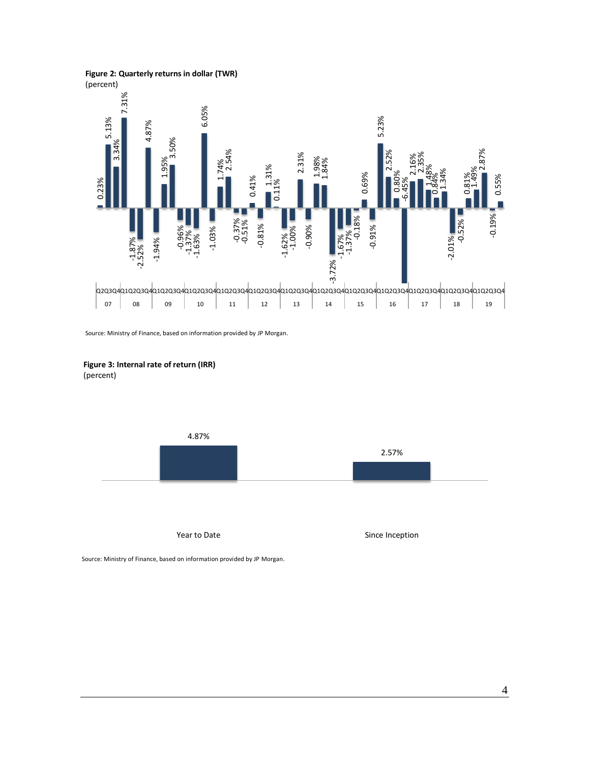**Figure 2: Quarterly returns in dollar (TWR)**
(percent)

| Year | Quarter | Return |
|---|---|---|
| 07 | Q2 | 0.23% |
| 07 | Q3 | 5.13% |
| 07 | Q4 | 3.34% |
| 08 | Q1 | 7.31% |
| 08 | Q2 | -1.87% |
| 08 | Q3 | -2.52% |
| 08 | Q4 | 4.87% |
| 09 | Q1 | -1.94% |
| 09 | Q2 | 1.95% |
| 09 | Q3 | 3.50% |
| 09 | Q4 | -0.96% |
| 10 | Q1 | -1.37% |
| 10 | Q2 | -1.63% |
| 10 | Q3 | 6.05% |
| 10 | Q4 | -1.03% |
| 11 | Q1 | 1.74% |
| 11 | Q2 | 2.54% |
| 11 | Q3 | -0.37% |
| 11 | Q4 | -0.51% |
| 12 | Q1 | 0.41% |
| 12 | Q2 | -0.81% |
| 12 | Q3 | 1.31% |
| 12 | Q4 | 0.11% |
| 13 | Q1 | -1.62% |
| 13 | Q2 | -1.00% |
| 13 | Q3 | 2.31% |
| 13 | Q4 | -0.90% |
| 14 | Q1 | 1.98% |
| 14 | Q2 | 1.84% |
| 14 | Q3 | -3.72% |
| 14 | Q4 | -1.67% |
| 15 | Q1 | -1.37% |
| 15 | Q2 | -0.18% |
| 15 | Q3 | 0.69% |
| 15 | Q4 | -0.91% |
| 16 | Q1 | 5.23% |
| 16 | Q2 | 2.52% |
| 16 | Q3 | 0.80% |
| 16 | Q4 | -6.45% |
| 17 | Q1 | 2.16% |
| 17 | Q2 | 2.35% |
| 17 | Q3 | 1.48% |
| 17 | Q4 | 0.84% |
| 18 | Q1 | 1.34% |
| 18 | Q2 | -2.01% |
| 18 | Q3 | -0.52% |
| 18 | Q4 | 0.81% |
| 19 | Q1 | 1.49% |
| 19 | Q2 | 2.87% |
| 19 | Q3 | -0.19% |
| 19 | Q4 | 0.55% |

Source: Ministry of Finance, based on information provided by JP Morgan.

**Figure 3: Internal rate of return (IRR)**
(percent)

| Year to Date | Since Inception |
|---|---|
| 4.87% | 2.57% |

Source: Ministry of Finance, based on information provided by JP Morgan.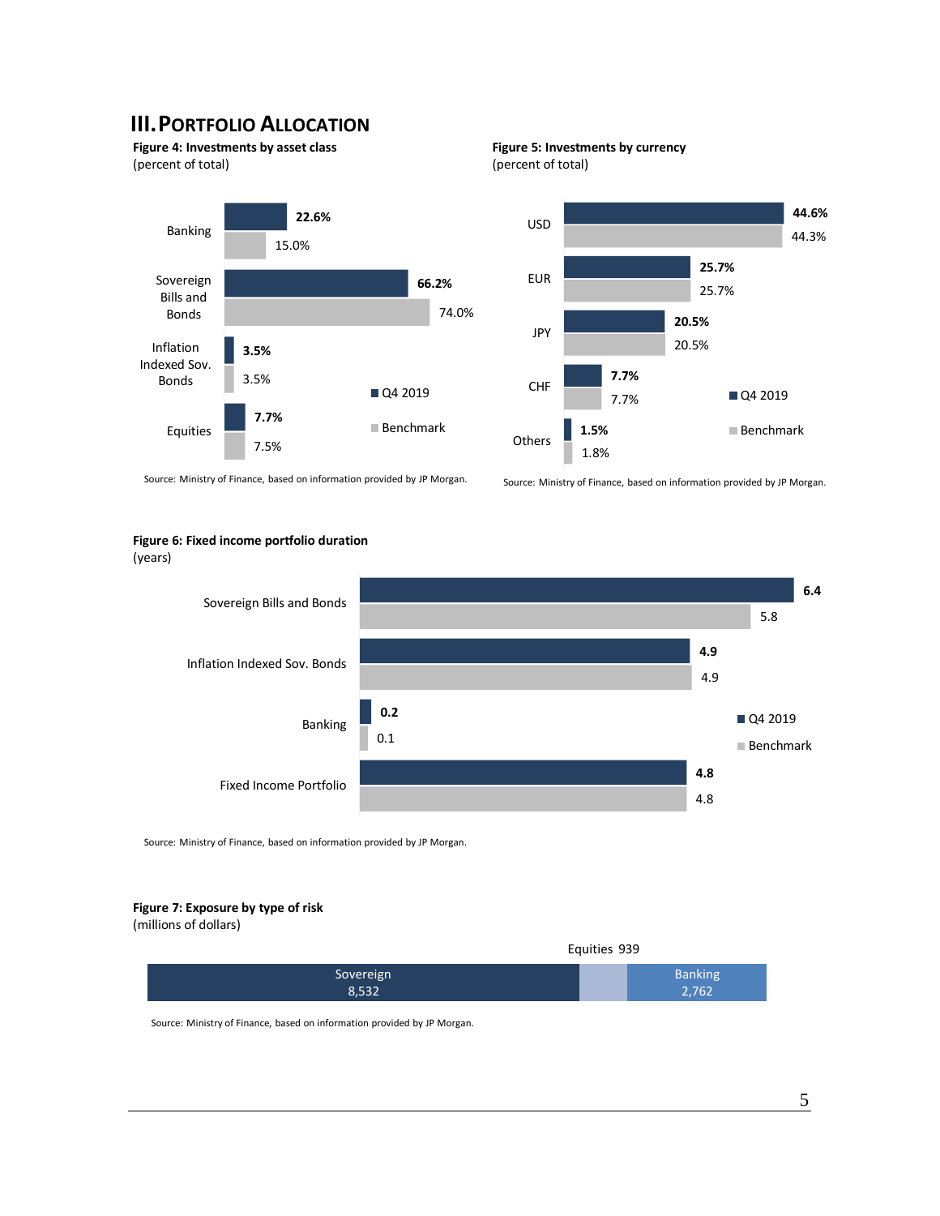## III. Portfolio Allocation

**Figure 4: Investments by asset class**
(percent of total)

| | Q4 2019 | Benchmark |
|---|---|---|
| Banking | 22.6% | 15.0% |
| Sovereign Bills and Bonds | 66.2% | 74.0% |
| Inflation Indexed Sov. Bonds | 3.5% | 3.5% |
| Equities | 7.7% | 7.5% |

Source: Ministry of Finance, based on information provided by JP Morgan.

**Figure 5: Investments by currency**
(percent of total)

| | Q4 2019 | Benchmark |
|---|---|---|
| USD | 44.6% | 44.3% |
| EUR | 25.7% | 25.7% |
| JPY | 20.5% | 20.5% |
| CHF | 7.7% | 7.7% |
| Others | 1.5% | 1.8% |

Source: Ministry of Finance, based on information provided by JP Morgan.

**Figure 6: Fixed income portfolio duration**
(years)

| | Q4 2019 | Benchmark |
|---|---|---|
| Sovereign Bills and Bonds | 6.4 | 5.8 |
| Inflation Indexed Sov. Bonds | 4.9 | 4.9 |
| Banking | 0.2 | 0.1 |
| Fixed Income Portfolio | 4.8 | 4.8 |

Source: Ministry of Finance, based on information provided by JP Morgan.

**Figure 7: Exposure by type of risk**
(millions of dollars)

| Sovereign | Equities | Banking |
|---|---|---|
| 8,532 | 939 | 2,762 |

Source: Ministry of Finance, based on information provided by JP Morgan.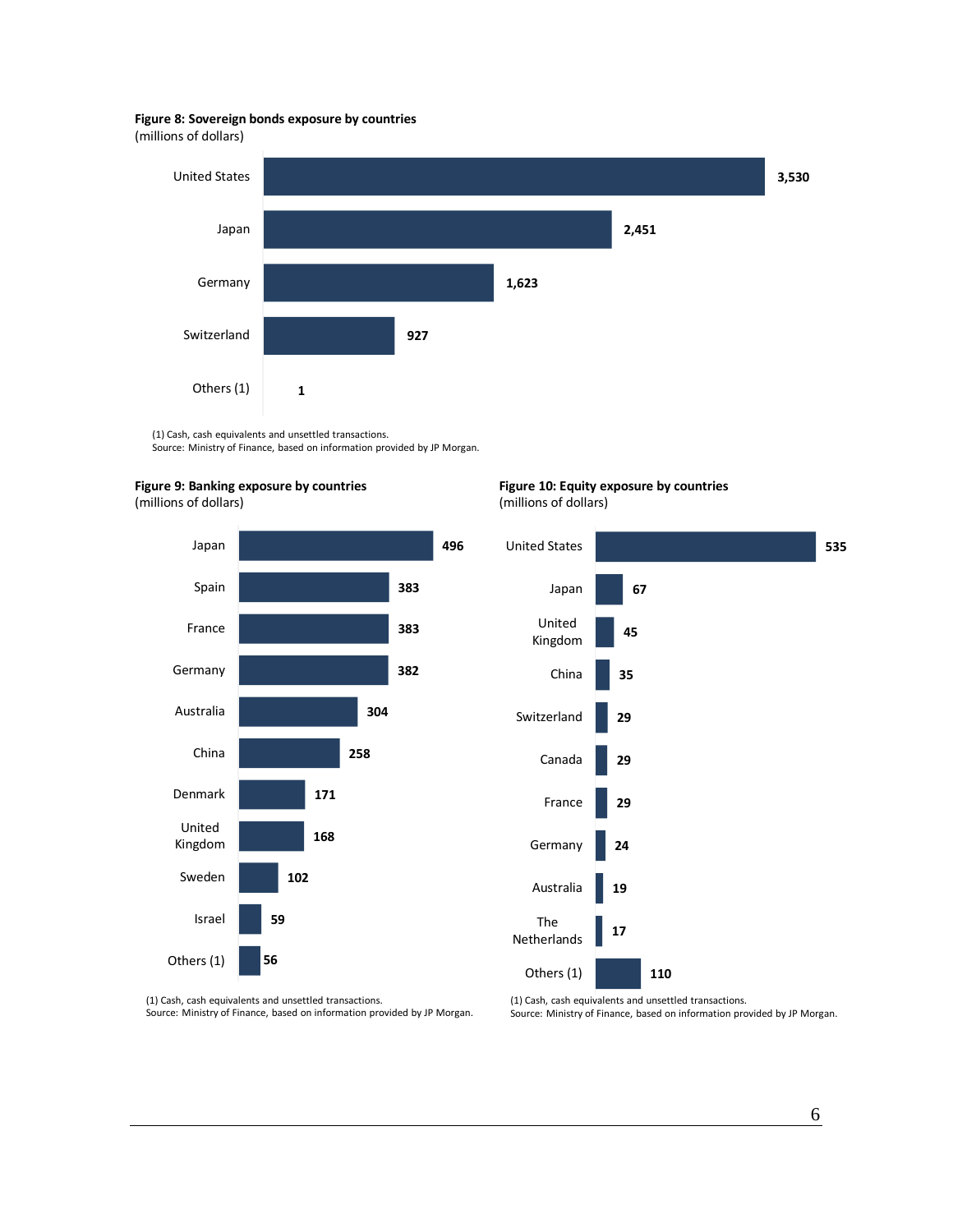**Figure 8: Sovereign bonds exposure by countries**
(millions of dollars)

| Country | Millions of dollars |
|---|---|
| United States | 3,530 |
| Japan | 2,451 |
| Germany | 1,623 |
| Switzerland | 927 |
| Others (1) | 1 |

(1) Cash, cash equivalents and unsettled transactions.
Source: Ministry of Finance, based on information provided by JP Morgan.

**Figure 9: Banking exposure by countries**
(millions of dollars)

| Country | Millions of dollars |
|---|---|
| Japan | 496 |
| Spain | 383 |
| France | 383 |
| Germany | 382 |
| Australia | 304 |
| China | 258 |
| Denmark | 171 |
| United Kingdom | 168 |
| Sweden | 102 |
| Israel | 59 |
| Others (1) | 56 |

(1) Cash, cash equivalents and unsettled transactions.
Source: Ministry of Finance, based on information provided by JP Morgan.

**Figure 10: Equity exposure by countries**
(millions of dollars)

| Country | Millions of dollars |
|---|---|
| United States | 535 |
| Japan | 67 |
| United Kingdom | 45 |
| China | 35 |
| Switzerland | 29 |
| Canada | 29 |
| France | 29 |
| Germany | 24 |
| Australia | 19 |
| The Netherlands | 17 |
| Others (1) | 110 |

(1) Cash, cash equivalents and unsettled transactions.
Source: Ministry of Finance, based on information provided by JP Morgan.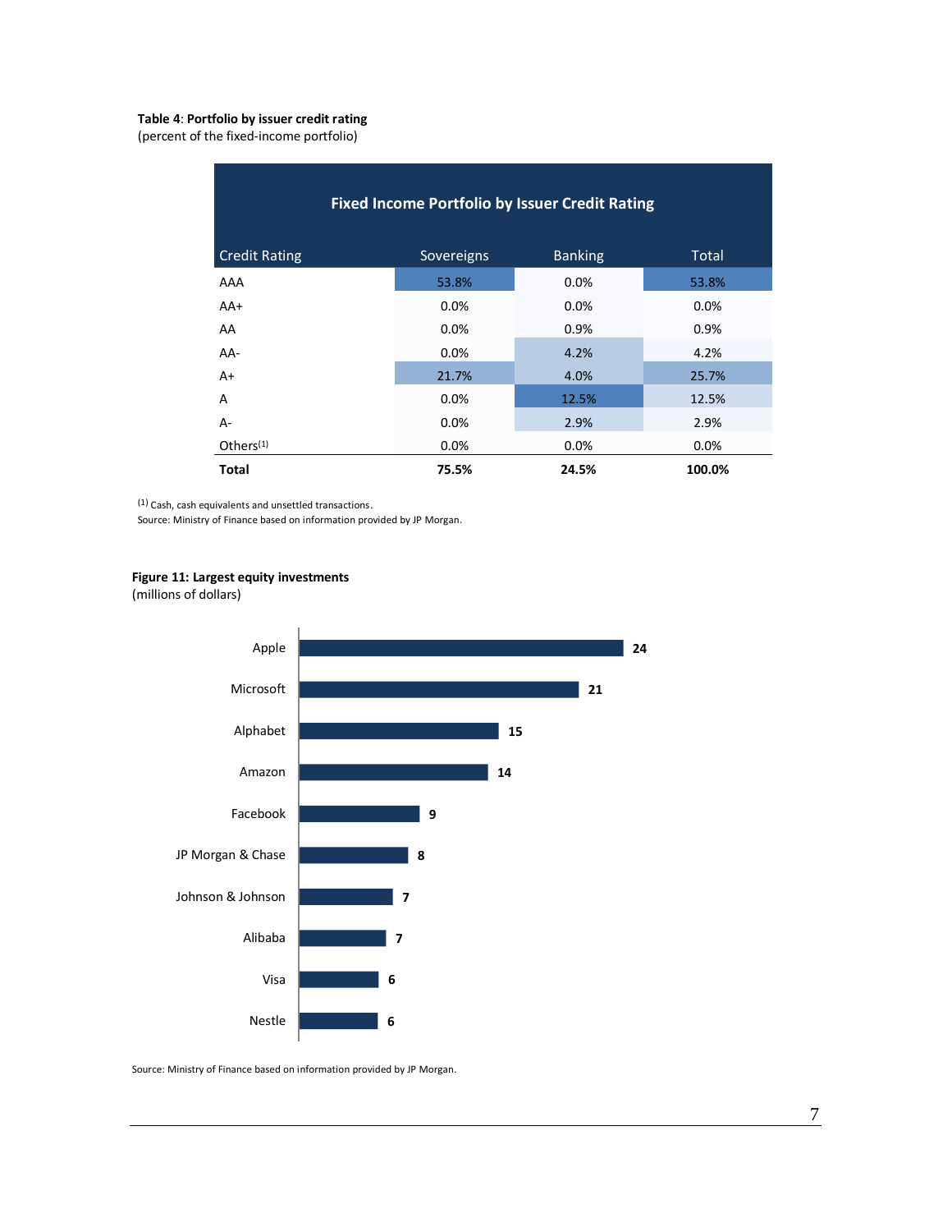**Table 4**: **Portfolio by issuer credit rating**
(percent of the fixed-income portfolio)

| Fixed Income Portfolio by Issuer Credit Rating | | | |
|---|---|---|---|
| Credit Rating | Sovereigns | Banking | Total |
| AAA | 53.8% | 0.0% | 53.8% |
| AA+ | 0.0% | 0.0% | 0.0% |
| AA | 0.0% | 0.9% | 0.9% |
| AA- | 0.0% | 4.2% | 4.2% |
| A+ | 21.7% | 4.0% | 25.7% |
| A | 0.0% | 12.5% | 12.5% |
| A- | 0.0% | 2.9% | 2.9% |
| Others[1] | 0.0% | 0.0% | 0.0% |
| **Total** | **75.5%** | **24.5%** | **100.0%** |

[1] Cash, cash equivalents and unsettled transactions.
Source: Ministry of Finance based on information provided by JP Morgan.

**Figure 11: Largest equity investments**
(millions of dollars)

| Company | Value |
|---|---|
| Apple | 24 |
| Microsoft | 21 |
| Alphabet | 15 |
| Amazon | 14 |
| Facebook | 9 |
| JP Morgan & Chase | 8 |
| Johnson & Johnson | 7 |
| Alibaba | 7 |
| Visa | 6 |
| Nestle | 6 |

Source: Ministry of Finance based on information provided by JP Morgan.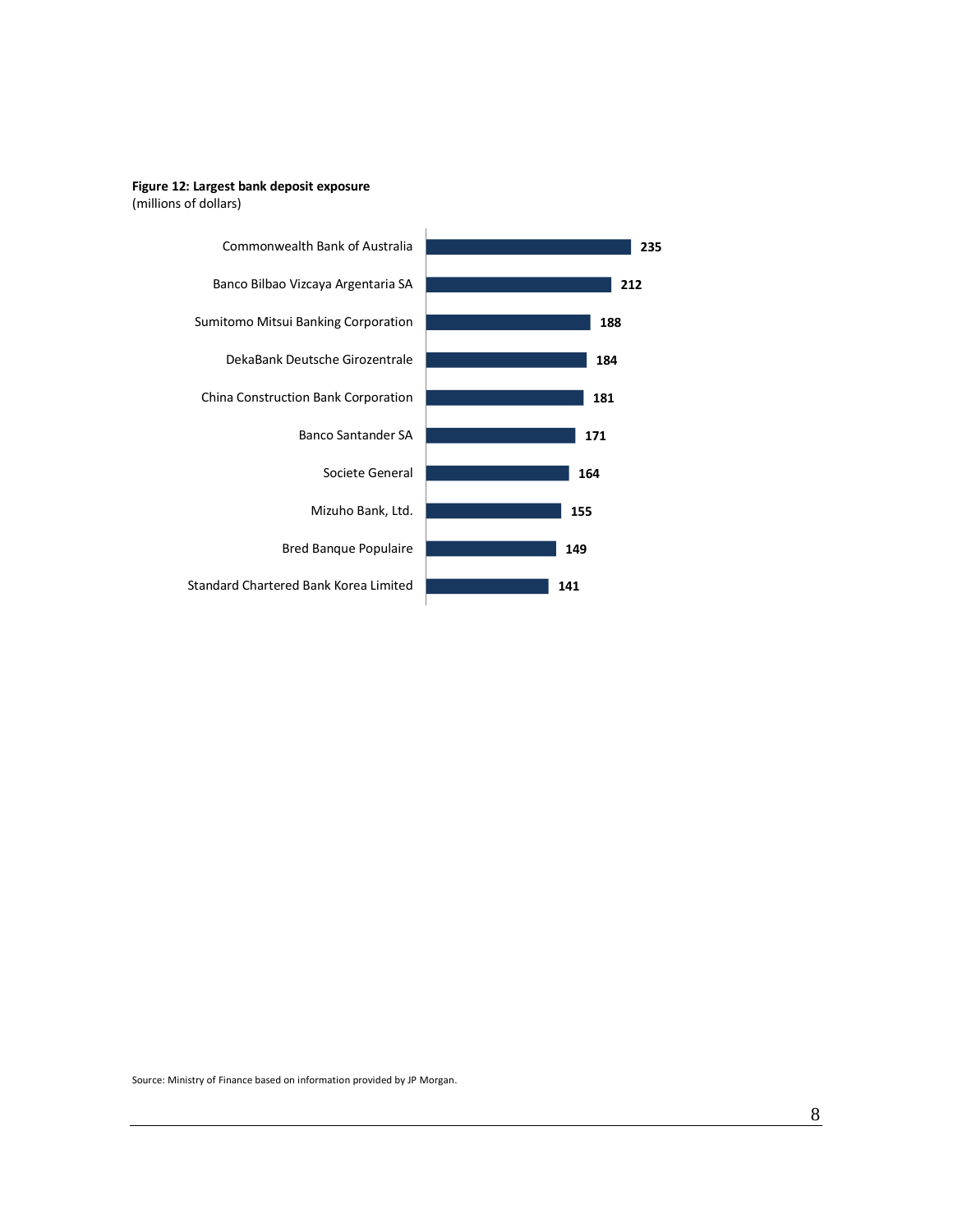**Figure 12: Largest bank deposit exposure**
(millions of dollars)

| Bank | Deposit exposure |
|---|---|
| Commonwealth Bank of Australia | 235 |
| Banco Bilbao Vizcaya Argentaria SA | 212 |
| Sumitomo Mitsui Banking Corporation | 188 |
| DekaBank Deutsche Girozentrale | 184 |
| China Construction Bank Corporation | 181 |
| Banco Santander SA | 171 |
| Societe General | 164 |
| Mizuho Bank, Ltd. | 155 |
| Bred Banque Populaire | 149 |
| Standard Chartered Bank Korea Limited | 141 |

Source: Ministry of Finance based on information provided by JP Morgan.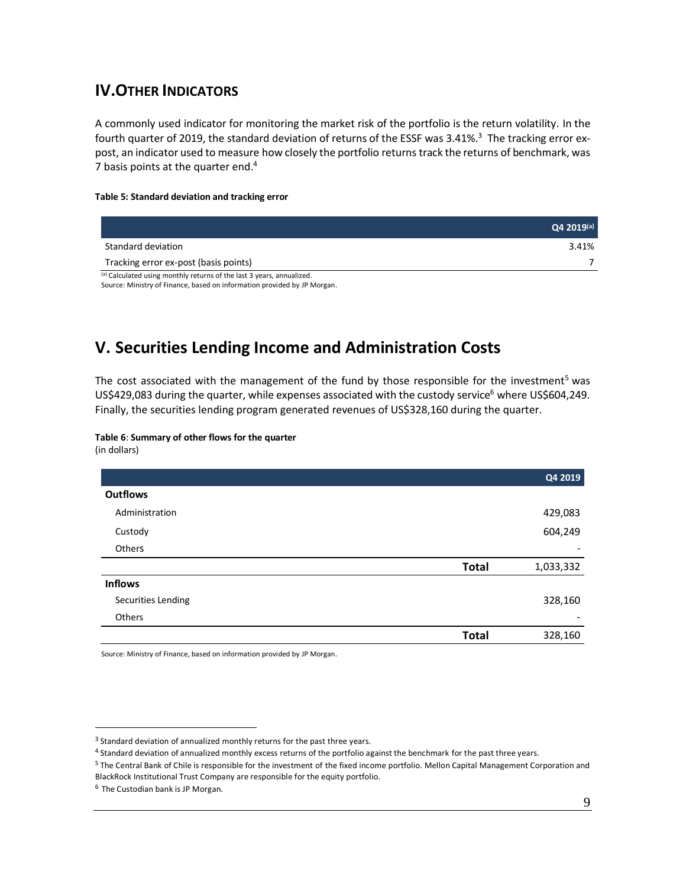## IV. OTHER INDICATORS

A commonly used indicator for monitoring the market risk of the portfolio is the return volatility. In the fourth quarter of 2019, the standard deviation of returns of the ESSF was 3.41%.[3] The tracking error ex-post, an indicator used to measure how closely the portfolio returns track the returns of benchmark, was 7 basis points at the quarter end.[4]

**Table 5: Standard deviation and tracking error**

| | Q4 2019[a] |
|---|---|
| Standard deviation | 3.41% |
| Tracking error ex-post (basis points) | 7 |

[a] Calculated using monthly returns of the last 3 years, annualized.
Source: Ministry of Finance, based on information provided by JP Morgan.

## V. Securities Lending Income and Administration Costs

The cost associated with the management of the fund by those responsible for the investment[5] was US$429,083 during the quarter, while expenses associated with the custody service[6] where US$604,249. Finally, the securities lending program generated revenues of US$328,160 during the quarter.

**Table 6**: **Summary of other flows for the quarter**
(in dollars)

| | | Q4 2019 |
|---|---|---|
| **Outflows** | | |
| Administration | | 429,083 |
| Custody | | 604,249 |
| Others | | - |
| | **Total** | 1,033,332 |
| **Inflows** | | |
| Securities Lending | | 328,160 |
| Others | | - |
| | **Total** | 328,160 |

Source: Ministry of Finance, based on information provided by JP Morgan.

---

[3] Standard deviation of annualized monthly returns for the past three years.
[4] Standard deviation of annualized monthly excess returns of the portfolio against the benchmark for the past three years.
[5] The Central Bank of Chile is responsible for the investment of the fixed income portfolio. Mellon Capital Management Corporation and BlackRock Institutional Trust Company are responsible for the equity portfolio.
[6] The Custodian bank is JP Morgan.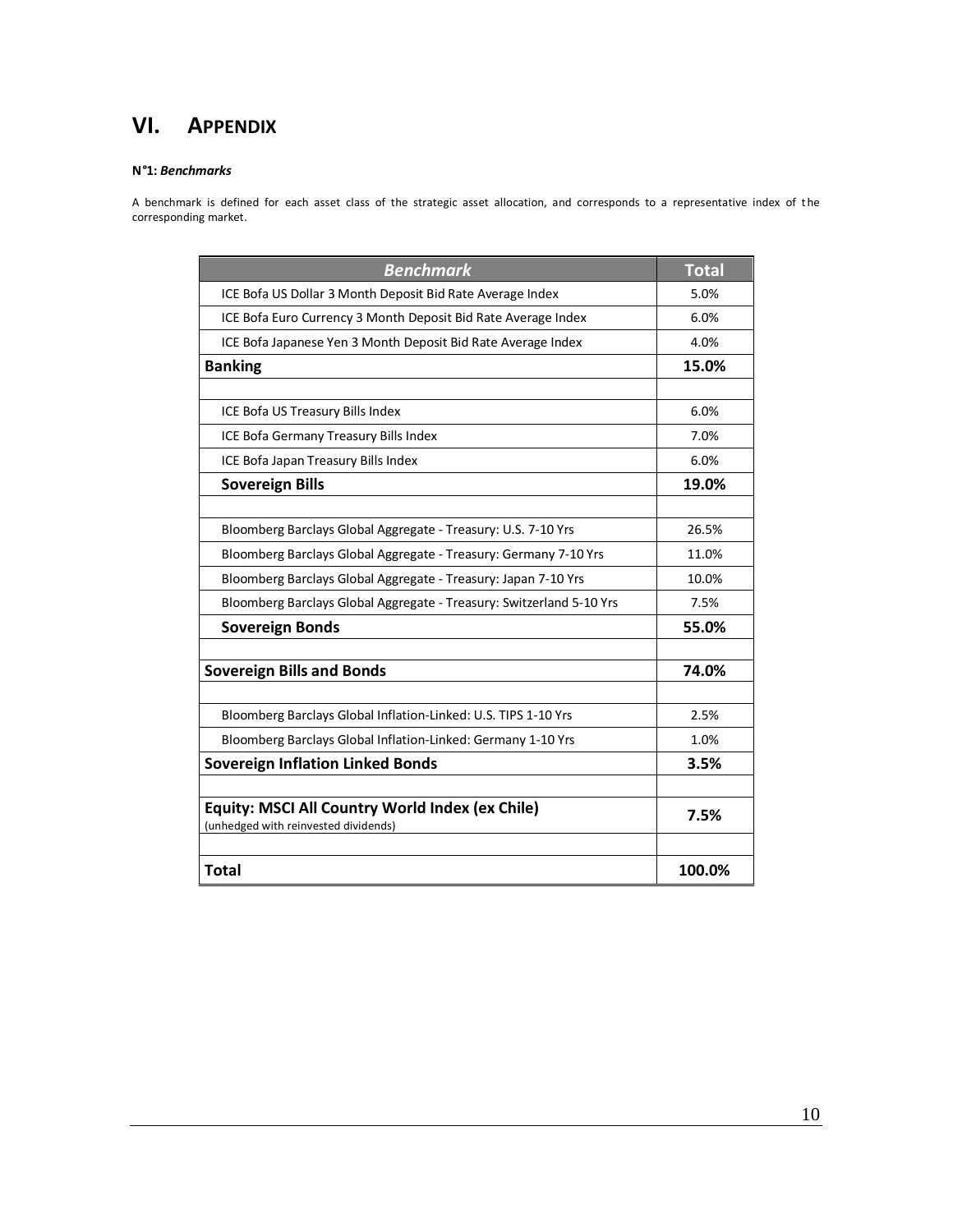# VI. Appendix

**N°1:** ***Benchmarks***

A benchmark is defined for each asset class of the strategic asset allocation, and corresponds to a representative index of the corresponding market.

| *Benchmark* | Total |
|---|---|
| ICE Bofa US Dollar 3 Month Deposit Bid Rate Average Index | 5.0% |
| ICE Bofa Euro Currency 3 Month Deposit Bid Rate Average Index | 6.0% |
| ICE Bofa Japanese Yen 3 Month Deposit Bid Rate Average Index | 4.0% |
| **Banking** | **15.0%** |
| | |
| ICE Bofa US Treasury Bills Index | 6.0% |
| ICE Bofa Germany Treasury Bills Index | 7.0% |
| ICE Bofa Japan Treasury Bills Index | 6.0% |
| **Sovereign Bills** | **19.0%** |
| | |
| Bloomberg Barclays Global Aggregate - Treasury: U.S. 7-10 Yrs | 26.5% |
| Bloomberg Barclays Global Aggregate - Treasury: Germany 7-10 Yrs | 11.0% |
| Bloomberg Barclays Global Aggregate - Treasury: Japan 7-10 Yrs | 10.0% |
| Bloomberg Barclays Global Aggregate - Treasury: Switzerland 5-10 Yrs | 7.5% |
| **Sovereign Bonds** | **55.0%** |
| | |
| **Sovereign Bills and Bonds** | **74.0%** |
| | |
| Bloomberg Barclays Global Inflation-Linked: U.S. TIPS 1-10 Yrs | 2.5% |
| Bloomberg Barclays Global Inflation-Linked: Germany 1-10 Yrs | 1.0% |
| **Sovereign Inflation Linked Bonds** | **3.5%** |
| | |
| **Equity: MSCI All Country World Index (ex Chile)** (unhedged with reinvested dividends) | **7.5%** |
| | |
| **Total** | **100.0%** |